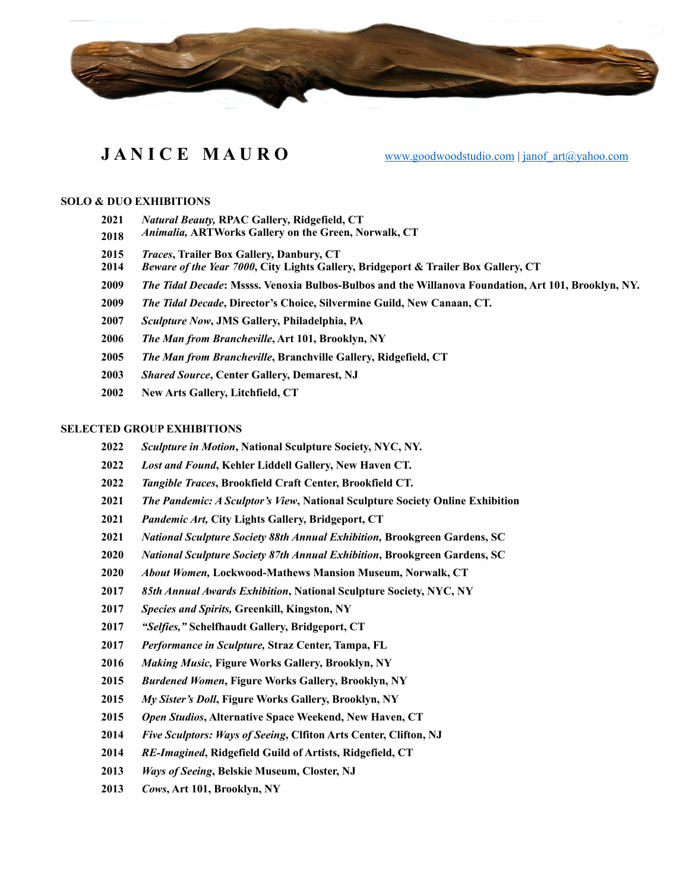# JANICE MAURO

www.goodwoodstudio.com | janof_art@yahoo.com

## SOLO & DUO EXHIBITIONS

**2021** ***Natural Beauty,*** **RPAC Gallery, Ridgefield, CT**
**2018** ***Animalia,*** **ARTWorks Gallery on the Green, Norwalk, CT**
**2015** ***Traces*****, Trailer Box Gallery, Danbury, CT**
**2014** ***Beware of the Year 7000*****, City Lights Gallery, Bridgeport & Trailer Box Gallery, CT**
**2009** ***The Tidal Decade*****: Mssss. Venoxia Bulbos-Bulbos and the Willanova Foundation, Art 101, Brooklyn, NY.**
**2009** ***The Tidal Decade*****, Director's Choice, Silvermine Guild, New Canaan, CT.**
**2007** ***Sculpture Now*****, JMS Gallery, Philadelphia, PA**
**2006** ***The Man from Brancheville*****, Art 101, Brooklyn, NY**
**2005** ***The Man from Brancheville*****, Branchville Gallery, Ridgefield, CT**
**2003** ***Shared Source*****, Center Gallery, Demarest, NJ**
**2002** **New Arts Gallery, Litchfield, CT**

## SELECTED GROUP EXHIBITIONS

**2022** ***Sculpture in Motion*****, National Sculpture Society, NYC, NY.**
**2022** ***Lost and Found*****, Kehler Liddell Gallery, New Haven CT.**
**2022** ***Tangible Traces*****, Brookfield Craft Center, Brookfield CT.**
**2021** ***The Pandemic: A Sculptor's View*****, National Sculpture Society Online Exhibition**
**2021** ***Pandemic Art,*** **City Lights Gallery, Bridgeport, CT**
**2021** ***National Sculpture Society 88th Annual Exhibition,*** **Brookgreen Gardens, SC**
**2020** ***National Sculpture Society 87th Annual Exhibition*****, Brookgreen Gardens, SC**
**2020** ***About Women,*** **Lockwood-Mathews Mansion Museum, Norwalk, CT**
**2017** ***85th Annual Awards Exhibition*****, National Sculpture Society, NYC, NY**
**2017** ***Species and Spirits,*** **Greenkill, Kingston, NY**
**2017** ***"Selfies,"*** **Schelfhaudt Gallery, Bridgeport, CT**
**2017** ***Performance in Sculpture,*** **Straz Center, Tampa, FL**
**2016** ***Making Music,*** **Figure Works Gallery, Brooklyn, NY**
**2015** ***Burdened Women*****, Figure Works Gallery, Brooklyn, NY**
**2015** ***My Sister's Doll*****, Figure Works Gallery, Brooklyn, NY**
**2015** ***Open Studios*****, Alternative Space Weekend, New Haven, CT**
**2014** ***Five Sculptors: Ways of Seeing*****, Clfiton Arts Center, Clifton, NJ**
**2014** ***RE-Imagined*****, Ridgefield Guild of Artists, Ridgefield, CT**
**2013** ***Ways of Seeing*****, Belskie Museum, Closter, NJ**
**2013** ***Cows*****, Art 101, Brooklyn, NY**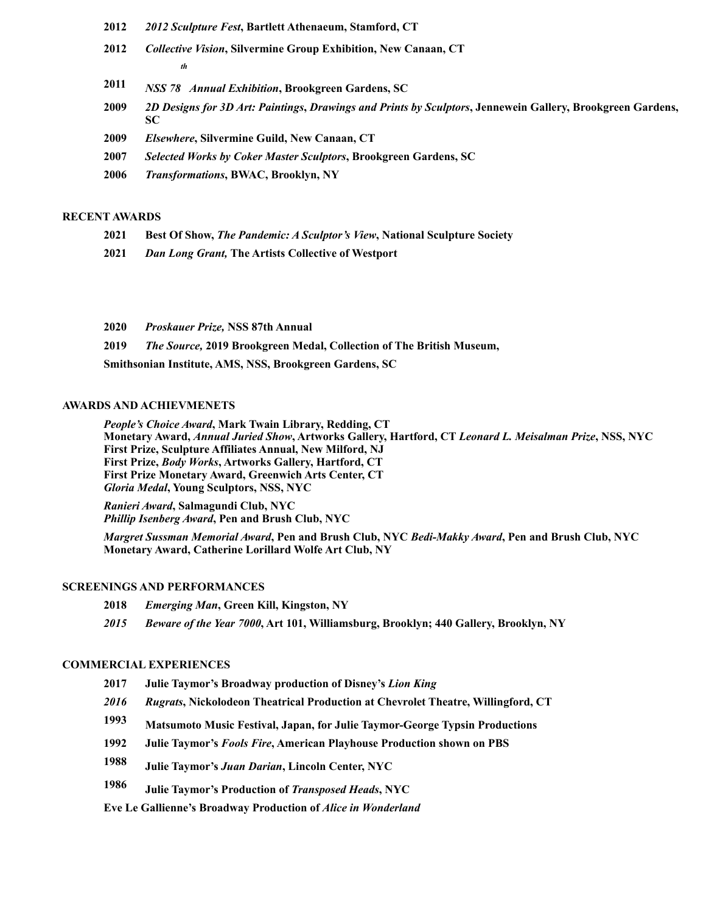**2012** ***2012 Sculpture Fest*, Bartlett Athenaeum, Stamford, CT**

**2012** ***Collective Vision*, Silvermine Group Exhibition, New Canaan, CT**

**2011** ***NSS 78th Annual Exhibition*, Brookgreen Gardens, SC**

**2009** ***2D Designs for 3D Art: Paintings, Drawings and Prints by Sculptors*, Jennewein Gallery, Brookgreen Gardens, SC**

**2009** ***Elsewhere*, Silvermine Guild, New Canaan, CT**

**2007** ***Selected Works by Coker Master Sculptors*, Brookgreen Gardens, SC**

**2006** ***Transformations*, BWAC, Brooklyn, NY**

## RECENT AWARDS

**2021** **Best Of Show, *The Pandemic: A Sculptor's View*, National Sculpture Society**

**2021** ***Dan Long Grant,* The Artists Collective of Westport**

**2020** ***Proskauer Prize,* NSS 87th Annual**

**2019** ***The Source,* 2019 Brookgreen Medal, Collection of The British Museum,**

**Smithsonian Institute, AMS, NSS, Brookgreen Gardens, SC**

## AWARDS AND ACHIEVMENETS

***People's Choice Award*, Mark Twain Library, Redding, CT**
**Monetary Award, *Annual Juried Show*, Artworks Gallery, Hartford, CT *Leonard L. Meisalman Prize*, NSS, NYC**
**First Prize, Sculpture Affiliates Annual, New Milford, NJ**
**First Prize, *Body Works*, Artworks Gallery, Hartford, CT**
**First Prize Monetary Award, Greenwich Arts Center, CT**
***Gloria Medal*, Young Sculptors, NSS, NYC**

***Ranieri Award*, Salmagundi Club, NYC**
***Phillip Isenberg Award*, Pen and Brush Club, NYC**

***Margret Sussman Memorial Award*, Pen and Brush Club, NYC *Bedi-Makky Award*, Pen and Brush Club, NYC**
**Monetary Award, Catherine Lorillard Wolfe Art Club, NY**

## SCREENINGS AND PERFORMANCES

**2018** ***Emerging Man*, Green Kill, Kingston, NY**

***2015*** ***Beware of the Year 7000*, Art 101, Williamsburg, Brooklyn; 440 Gallery, Brooklyn, NY**

## COMMERCIAL EXPERIENCES

**2017** **Julie Taymor's Broadway production of Disney's *Lion King***

***2016*** ***Rugrats*, Nickolodeon Theatrical Production at Chevrolet Theatre, Willingford, CT**

**1993** **Matsumoto Music Festival, Japan, for Julie Taymor-George Typsin Productions**

**1992** **Julie Taymor's *Fools Fire*, American Playhouse Production shown on PBS**

**1988** **Julie Taymor's *Juan Darian*, Lincoln Center, NYC**

**1986** **Julie Taymor's Production of *Transposed Heads*, NYC**

**Eve Le Gallienne's Broadway Production of *Alice in Wonderland***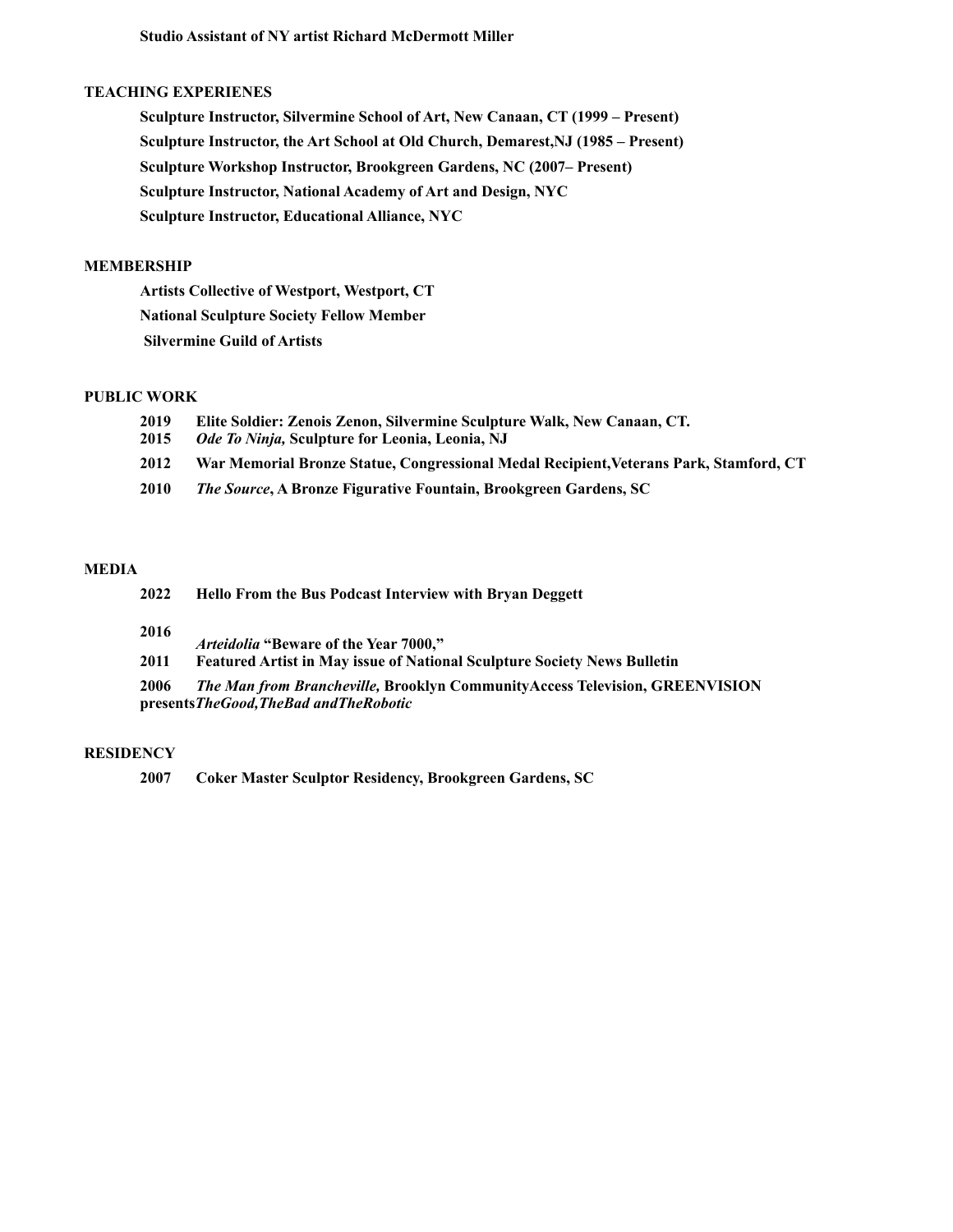**Studio Assistant of NY artist Richard McDermott Miller**

## TEACHING EXPERIENES

**Sculpture Instructor, Silvermine School of Art, New Canaan, CT (1999 – Present)**

**Sculpture Instructor, the Art School at Old Church, Demarest,NJ (1985 – Present)**

**Sculpture Workshop Instructor, Brookgreen Gardens, NC (2007– Present)**

**Sculpture Instructor, National Academy of Art and Design, NYC**

**Sculpture Instructor, Educational Alliance, NYC**

## MEMBERSHIP

**Artists Collective of Westport, Westport, CT**

**National Sculpture Society Fellow Member**

**Silvermine Guild of Artists**

## PUBLIC WORK

**2019 Elite Soldier: Zenois Zenon, Silvermine Sculpture Walk, New Canaan, CT.**

**2015 *Ode To Ninja,* Sculpture for Leonia, Leonia, NJ**

**2012 War Memorial Bronze Statue, Congressional Medal Recipient,Veterans Park, Stamford, CT**

**2010 *The Source*, A Bronze Figurative Fountain, Brookgreen Gardens, SC**

## MEDIA

**2022 Hello From the Bus Podcast Interview with Bryan Deggett**

**2016 *Arteidolia* "Beware of the Year 7000,"**

**2011 Featured Artist in May issue of National Sculpture Society News Bulletin**

**2006 *The Man from Brancheville,* Brooklyn CommunityAccess Television, GREENVISION presents*TheGood,TheBad andTheRobotic***

## RESIDENCY

**2007 Coker Master Sculptor Residency, Brookgreen Gardens, SC**